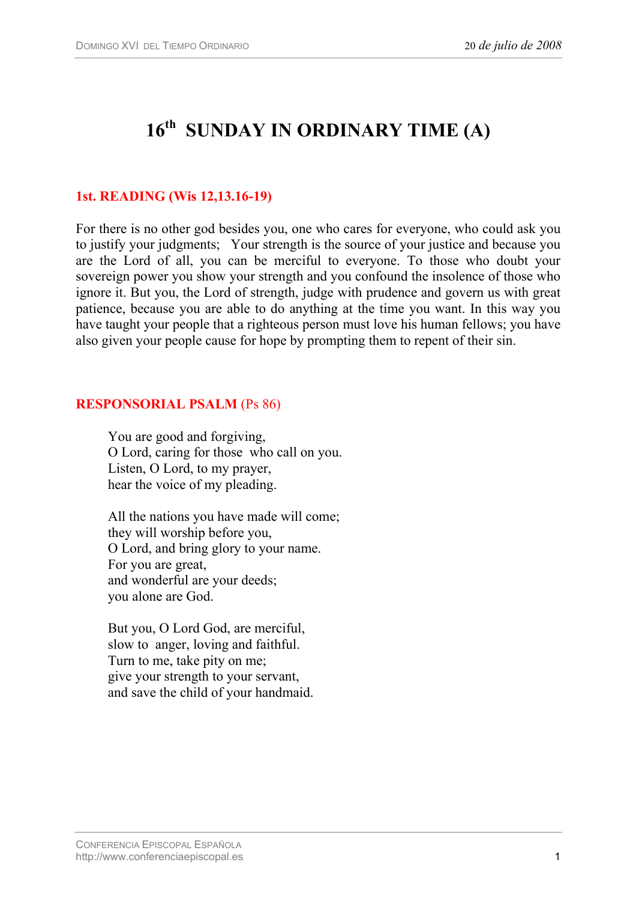# 16th SUNDAY IN ORDINARY TIME (A)

## 1st. READING (Wis 12,13.16-19)

For there is no other god besides you, one who cares for everyone, who could ask you to justify your judgments; Your strength is the source of your justice and because you are the Lord of all, you can be merciful to everyone. To those who doubt your sovereign power you show your strength and you confound the insolence of those who ignore it. But you, the Lord of strength, judge with prudence and govern us with great patience, because you are able to do anything at the time you want. In this way you have taught your people that a righteous person must love his human fellows; you have also given your people cause for hope by prompting them to repent of their sin.

## RESPONSORIAL PSALM (Ps 86)

You are good and forgiving,  
O Lord, caring for those who call on you.  
Listen, O Lord, to my prayer,  
hear the voice of my pleading.

All the nations you have made will come;  
they will worship before you,  
O Lord, and bring glory to your name.  
For you are great,  
and wonderful are your deeds;  
you alone are God.

But you, O Lord God, are merciful,  
slow to anger, loving and faithful.  
Turn to me, take pity on me;  
give your strength to your servant,  
and save the child of your handmaid.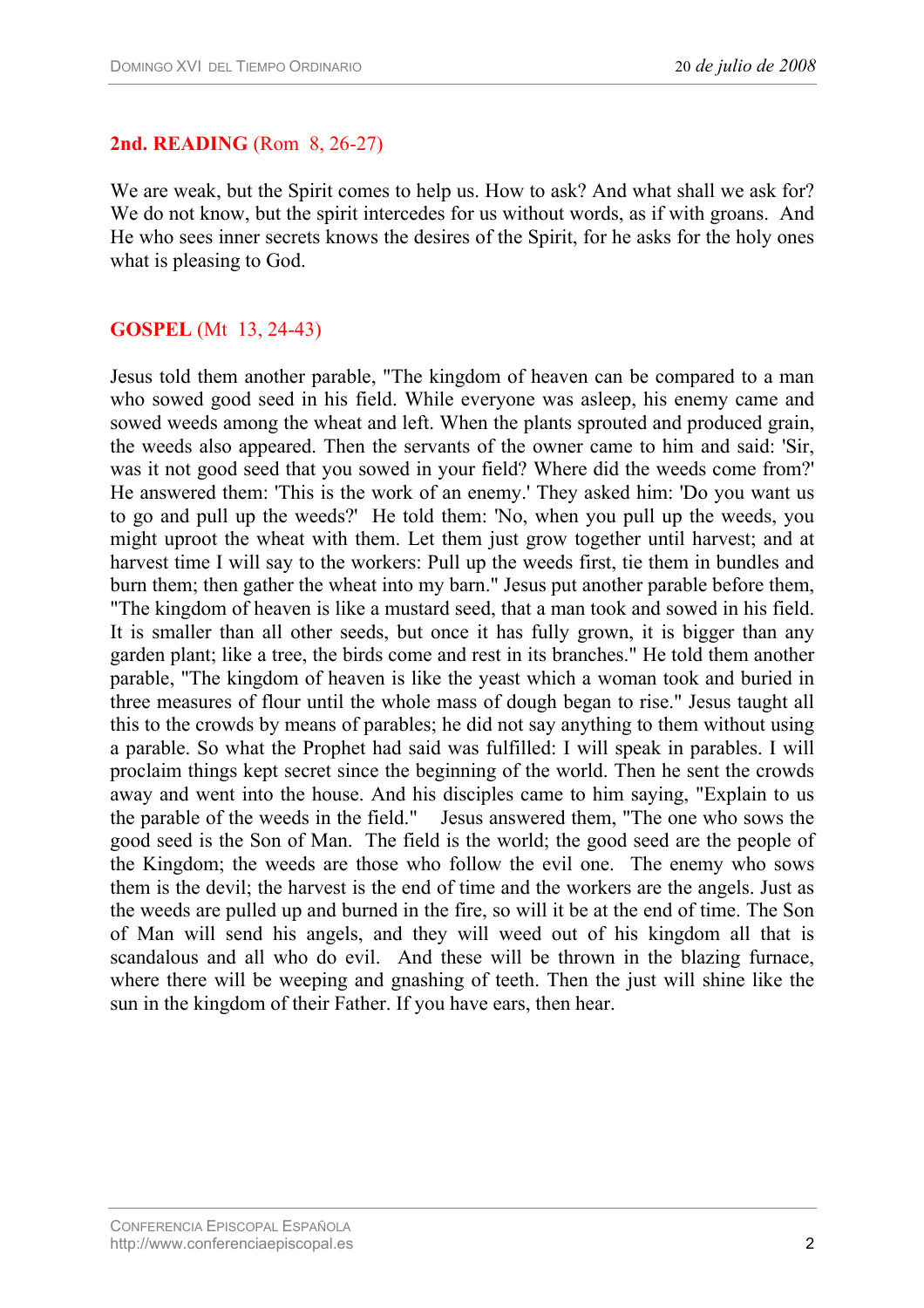## **2nd. READING** (Rom 8, 26-27)

We are weak, but the Spirit comes to help us. How to ask? And what shall we ask for? We do not know, but the spirit intercedes for us without words, as if with groans. And He who sees inner secrets knows the desires of the Spirit, for he asks for the holy ones what is pleasing to God.

## **GOSPEL** (Mt 13, 24-43)

Jesus told them another parable, "The kingdom of heaven can be compared to a man who sowed good seed in his field. While everyone was asleep, his enemy came and sowed weeds among the wheat and left. When the plants sprouted and produced grain, the weeds also appeared. Then the servants of the owner came to him and said: 'Sir, was it not good seed that you sowed in your field? Where did the weeds come from?' He answered them: 'This is the work of an enemy.' They asked him: 'Do you want us to go and pull up the weeds?' He told them: 'No, when you pull up the weeds, you might uproot the wheat with them. Let them just grow together until harvest; and at harvest time I will say to the workers: Pull up the weeds first, tie them in bundles and burn them; then gather the wheat into my barn." Jesus put another parable before them, "The kingdom of heaven is like a mustard seed, that a man took and sowed in his field. It is smaller than all other seeds, but once it has fully grown, it is bigger than any garden plant; like a tree, the birds come and rest in its branches." He told them another parable, "The kingdom of heaven is like the yeast which a woman took and buried in three measures of flour until the whole mass of dough began to rise." Jesus taught all this to the crowds by means of parables; he did not say anything to them without using a parable. So what the Prophet had said was fulfilled: I will speak in parables. I will proclaim things kept secret since the beginning of the world. Then he sent the crowds away and went into the house. And his disciples came to him saying, "Explain to us the parable of the weeds in the field." Jesus answered them, "The one who sows the good seed is the Son of Man. The field is the world; the good seed are the people of the Kingdom; the weeds are those who follow the evil one. The enemy who sows them is the devil; the harvest is the end of time and the workers are the angels. Just as the weeds are pulled up and burned in the fire, so will it be at the end of time. The Son of Man will send his angels, and they will weed out of his kingdom all that is scandalous and all who do evil. And these will be thrown in the blazing furnace, where there will be weeping and gnashing of teeth. Then the just will shine like the sun in the kingdom of their Father. If you have ears, then hear.